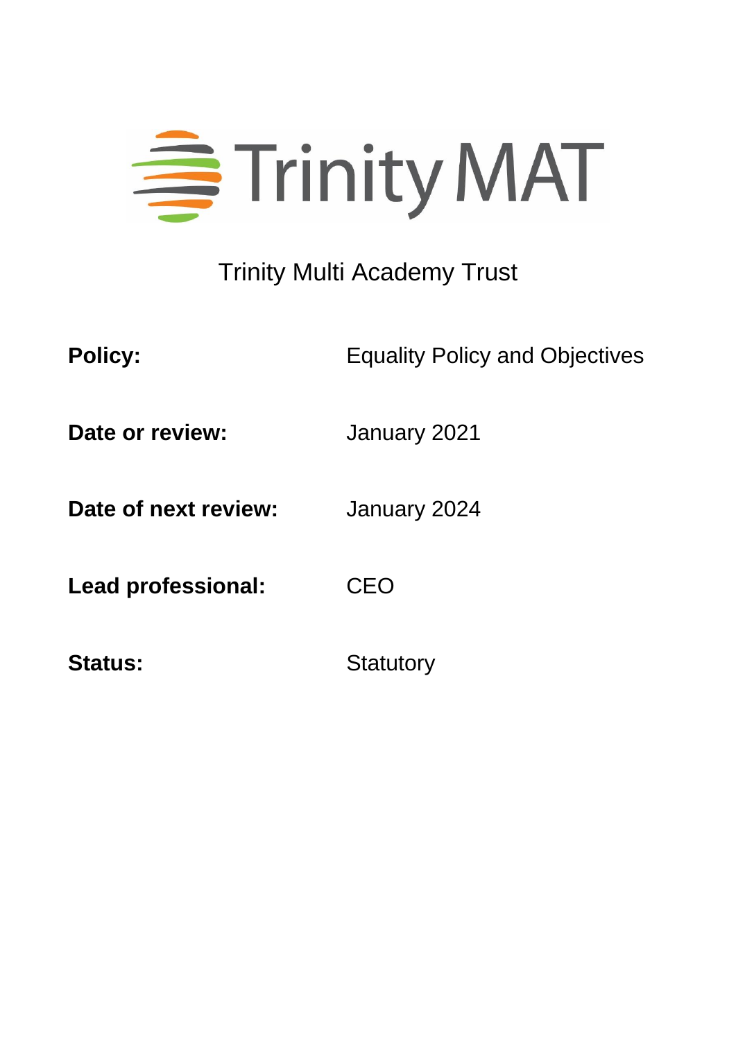Trinity MAT

Trinity Multi Academy Trust

| | |
|---|---|
| **Policy:** | Equality Policy and Objectives |
| **Date or review:** | January 2021 |
| **Date of next review:** | January 2024 |
| **Lead professional:** | CEO |
| **Status:** | Statutory |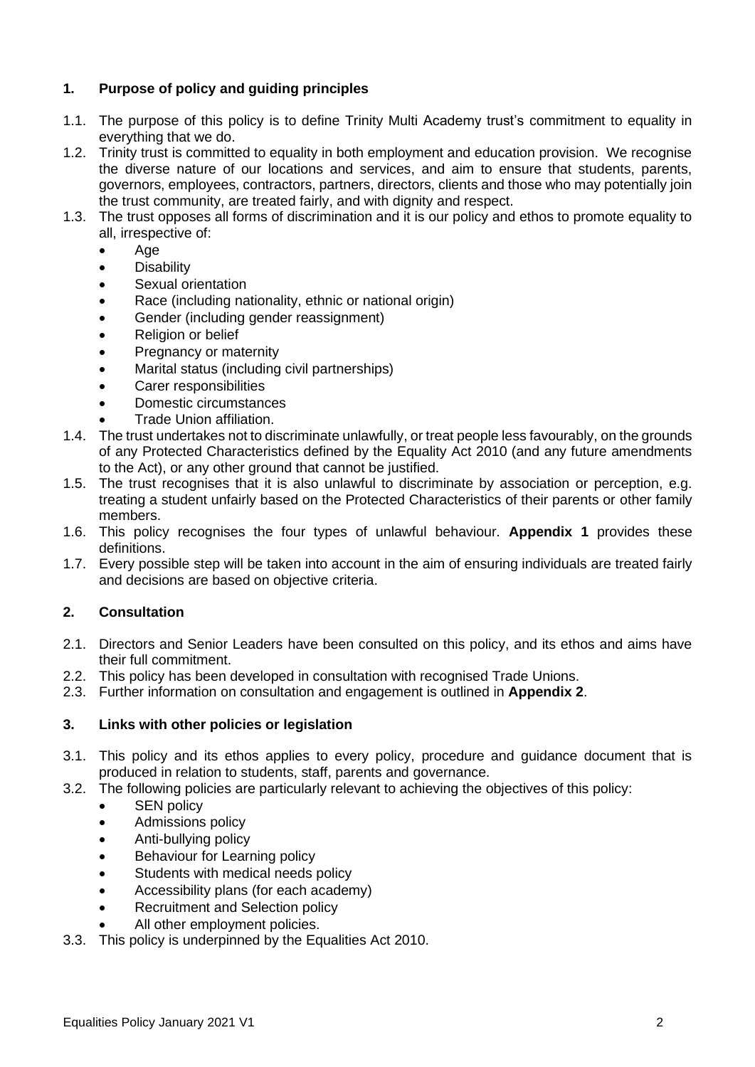## 1. Purpose of policy and guiding principles

1.1. The purpose of this policy is to define Trinity Multi Academy trust's commitment to equality in everything that we do.

1.2. Trinity trust is committed to equality in both employment and education provision. We recognise the diverse nature of our locations and services, and aim to ensure that students, parents, governors, employees, contractors, partners, directors, clients and those who may potentially join the trust community, are treated fairly, and with dignity and respect.

1.3. The trust opposes all forms of discrimination and it is our policy and ethos to promote equality to all, irrespective of:

- Age
- Disability
- Sexual orientation
- Race (including nationality, ethnic or national origin)
- Gender (including gender reassignment)
- Religion or belief
- Pregnancy or maternity
- Marital status (including civil partnerships)
- Carer responsibilities
- Domestic circumstances
- Trade Union affiliation.

1.4. The trust undertakes not to discriminate unlawfully, or treat people less favourably, on the grounds of any Protected Characteristics defined by the Equality Act 2010 (and any future amendments to the Act), or any other ground that cannot be justified.

1.5. The trust recognises that it is also unlawful to discriminate by association or perception, e.g. treating a student unfairly based on the Protected Characteristics of their parents or other family members.

1.6. This policy recognises the four types of unlawful behaviour. **Appendix 1** provides these definitions.

1.7. Every possible step will be taken into account in the aim of ensuring individuals are treated fairly and decisions are based on objective criteria.

## 2. Consultation

2.1. Directors and Senior Leaders have been consulted on this policy, and its ethos and aims have their full commitment.

2.2. This policy has been developed in consultation with recognised Trade Unions.

2.3. Further information on consultation and engagement is outlined in **Appendix 2**.

## 3. Links with other policies or legislation

3.1. This policy and its ethos applies to every policy, procedure and guidance document that is produced in relation to students, staff, parents and governance.

3.2. The following policies are particularly relevant to achieving the objectives of this policy:

- SEN policy
- Admissions policy
- Anti-bullying policy
- Behaviour for Learning policy
- Students with medical needs policy
- Accessibility plans (for each academy)
- Recruitment and Selection policy
- All other employment policies.

3.3. This policy is underpinned by the Equalities Act 2010.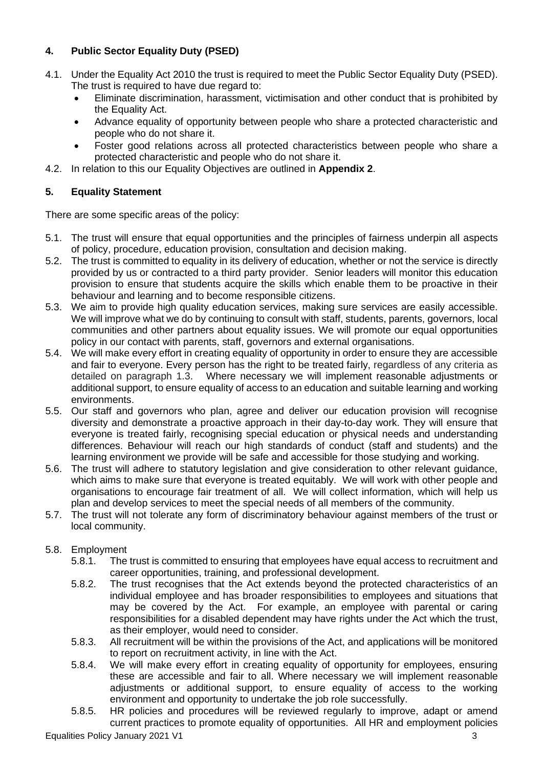## 4. Public Sector Equality Duty (PSED)

4.1. Under the Equality Act 2010 the trust is required to meet the Public Sector Equality Duty (PSED). The trust is required to have due regard to:

- Eliminate discrimination, harassment, victimisation and other conduct that is prohibited by the Equality Act.
- Advance equality of opportunity between people who share a protected characteristic and people who do not share it.
- Foster good relations across all protected characteristics between people who share a protected characteristic and people who do not share it.

4.2. In relation to this our Equality Objectives are outlined in **Appendix 2**.

## 5. Equality Statement

There are some specific areas of the policy:

5.1. The trust will ensure that equal opportunities and the principles of fairness underpin all aspects of policy, procedure, education provision, consultation and decision making.

5.2. The trust is committed to equality in its delivery of education, whether or not the service is directly provided by us or contracted to a third party provider. Senior leaders will monitor this education provision to ensure that students acquire the skills which enable them to be proactive in their behaviour and learning and to become responsible citizens.

5.3. We aim to provide high quality education services, making sure services are easily accessible. We will improve what we do by continuing to consult with staff, students, parents, governors, local communities and other partners about equality issues. We will promote our equal opportunities policy in our contact with parents, staff, governors and external organisations.

5.4. We will make every effort in creating equality of opportunity in order to ensure they are accessible and fair to everyone. Every person has the right to be treated fairly, regardless of any criteria as detailed on paragraph 1.3. Where necessary we will implement reasonable adjustments or additional support, to ensure equality of access to an education and suitable learning and working environments.

5.5. Our staff and governors who plan, agree and deliver our education provision will recognise diversity and demonstrate a proactive approach in their day-to-day work. They will ensure that everyone is treated fairly, recognising special education or physical needs and understanding differences. Behaviour will reach our high standards of conduct (staff and students) and the learning environment we provide will be safe and accessible for those studying and working.

5.6. The trust will adhere to statutory legislation and give consideration to other relevant guidance, which aims to make sure that everyone is treated equitably. We will work with other people and organisations to encourage fair treatment of all. We will collect information, which will help us plan and develop services to meet the special needs of all members of the community.

5.7. The trust will not tolerate any form of discriminatory behaviour against members of the trust or local community.

5.8. Employment

5.8.1. The trust is committed to ensuring that employees have equal access to recruitment and career opportunities, training, and professional development.

5.8.2. The trust recognises that the Act extends beyond the protected characteristics of an individual employee and has broader responsibilities to employees and situations that may be covered by the Act. For example, an employee with parental or caring responsibilities for a disabled dependent may have rights under the Act which the trust, as their employer, would need to consider.

5.8.3. All recruitment will be within the provisions of the Act, and applications will be monitored to report on recruitment activity, in line with the Act.

5.8.4. We will make every effort in creating equality of opportunity for employees, ensuring these are accessible and fair to all. Where necessary we will implement reasonable adjustments or additional support, to ensure equality of access to the working environment and opportunity to undertake the job role successfully.

5.8.5. HR policies and procedures will be reviewed regularly to improve, adapt or amend current practices to promote equality of opportunities. All HR and employment policies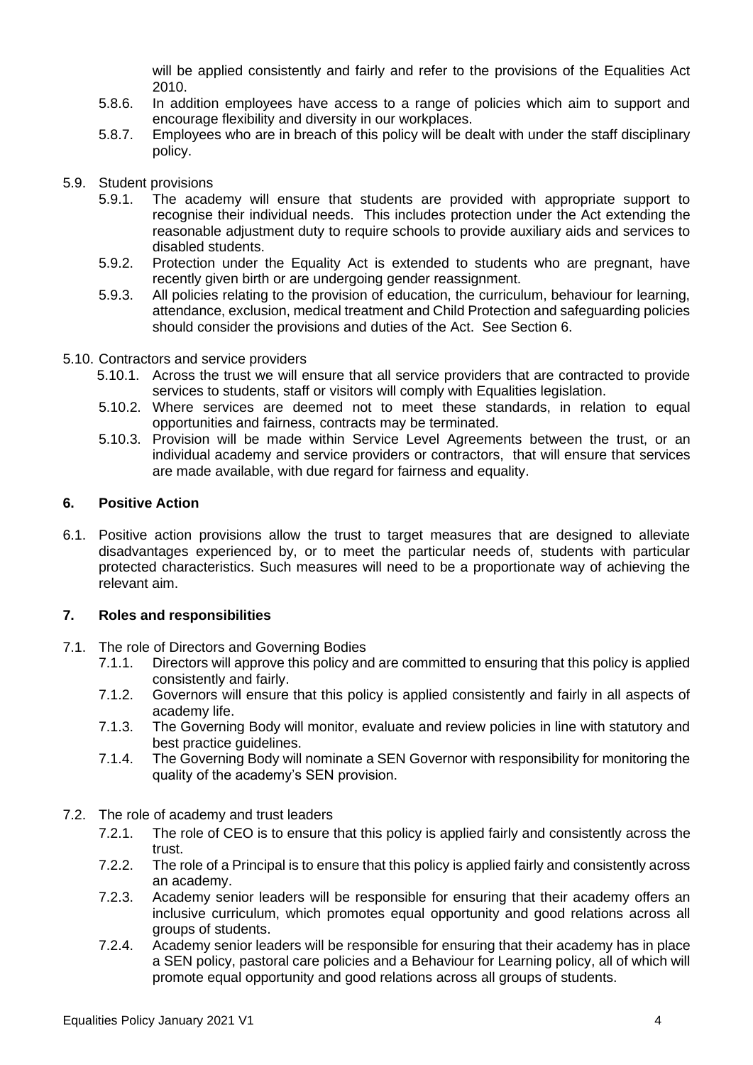will be applied consistently and fairly and refer to the provisions of the Equalities Act 2010.

5.8.6. In addition employees have access to a range of policies which aim to support and encourage flexibility and diversity in our workplaces.

5.8.7. Employees who are in breach of this policy will be dealt with under the staff disciplinary policy.

5.9. Student provisions

5.9.1. The academy will ensure that students are provided with appropriate support to recognise their individual needs. This includes protection under the Act extending the reasonable adjustment duty to require schools to provide auxiliary aids and services to disabled students.

5.9.2. Protection under the Equality Act is extended to students who are pregnant, have recently given birth or are undergoing gender reassignment.

5.9.3. All policies relating to the provision of education, the curriculum, behaviour for learning, attendance, exclusion, medical treatment and Child Protection and safeguarding policies should consider the provisions and duties of the Act. See Section 6.

5.10. Contractors and service providers

5.10.1. Across the trust we will ensure that all service providers that are contracted to provide services to students, staff or visitors will comply with Equalities legislation.

5.10.2. Where services are deemed not to meet these standards, in relation to equal opportunities and fairness, contracts may be terminated.

5.10.3. Provision will be made within Service Level Agreements between the trust, or an individual academy and service providers or contractors, that will ensure that services are made available, with due regard for fairness and equality.

## 6. Positive Action

6.1. Positive action provisions allow the trust to target measures that are designed to alleviate disadvantages experienced by, or to meet the particular needs of, students with particular protected characteristics. Such measures will need to be a proportionate way of achieving the relevant aim.

## 7. Roles and responsibilities

7.1. The role of Directors and Governing Bodies

7.1.1. Directors will approve this policy and are committed to ensuring that this policy is applied consistently and fairly.

7.1.2. Governors will ensure that this policy is applied consistently and fairly in all aspects of academy life.

7.1.3. The Governing Body will monitor, evaluate and review policies in line with statutory and best practice guidelines.

7.1.4. The Governing Body will nominate a SEN Governor with responsibility for monitoring the quality of the academy's SEN provision.

7.2. The role of academy and trust leaders

7.2.1. The role of CEO is to ensure that this policy is applied fairly and consistently across the trust.

7.2.2. The role of a Principal is to ensure that this policy is applied fairly and consistently across an academy.

7.2.3. Academy senior leaders will be responsible for ensuring that their academy offers an inclusive curriculum, which promotes equal opportunity and good relations across all groups of students.

7.2.4. Academy senior leaders will be responsible for ensuring that their academy has in place a SEN policy, pastoral care policies and a Behaviour for Learning policy, all of which will promote equal opportunity and good relations across all groups of students.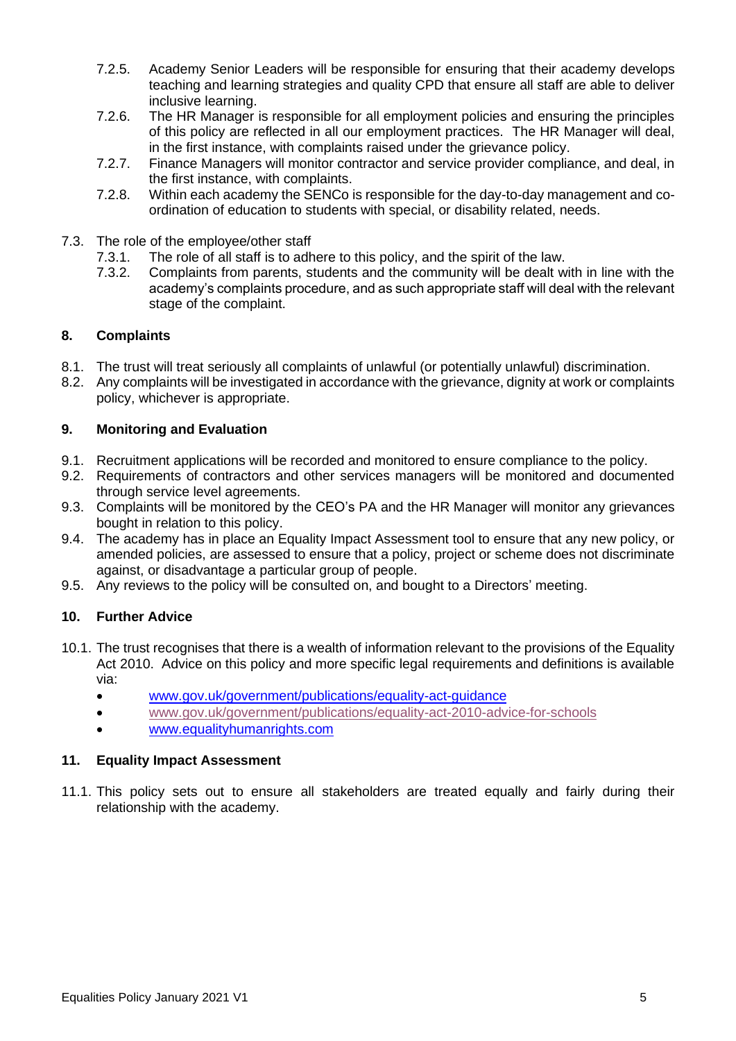7.2.5. Academy Senior Leaders will be responsible for ensuring that their academy develops teaching and learning strategies and quality CPD that ensure all staff are able to deliver inclusive learning.

7.2.6. The HR Manager is responsible for all employment policies and ensuring the principles of this policy are reflected in all our employment practices. The HR Manager will deal, in the first instance, with complaints raised under the grievance policy.

7.2.7. Finance Managers will monitor contractor and service provider compliance, and deal, in the first instance, with complaints.

7.2.8. Within each academy the SENCo is responsible for the day-to-day management and co-ordination of education to students with special, or disability related, needs.

7.3. The role of the employee/other staff

7.3.1. The role of all staff is to adhere to this policy, and the spirit of the law.

7.3.2. Complaints from parents, students and the community will be dealt with in line with the academy's complaints procedure, and as such appropriate staff will deal with the relevant stage of the complaint.

## 8. Complaints

8.1. The trust will treat seriously all complaints of unlawful (or potentially unlawful) discrimination.

8.2. Any complaints will be investigated in accordance with the grievance, dignity at work or complaints policy, whichever is appropriate.

## 9. Monitoring and Evaluation

9.1. Recruitment applications will be recorded and monitored to ensure compliance to the policy.

9.2. Requirements of contractors and other services managers will be monitored and documented through service level agreements.

9.3. Complaints will be monitored by the CEO's PA and the HR Manager will monitor any grievances bought in relation to this policy.

9.4. The academy has in place an Equality Impact Assessment tool to ensure that any new policy, or amended policies, are assessed to ensure that a policy, project or scheme does not discriminate against, or disadvantage a particular group of people.

9.5. Any reviews to the policy will be consulted on, and bought to a Directors' meeting.

## 10. Further Advice

10.1. The trust recognises that there is a wealth of information relevant to the provisions of the Equality Act 2010. Advice on this policy and more specific legal requirements and definitions is available via:

- www.gov.uk/government/publications/equality-act-guidance
- www.gov.uk/government/publications/equality-act-2010-advice-for-schools
- www.equalityhumanrights.com

## 11. Equality Impact Assessment

11.1. This policy sets out to ensure all stakeholders are treated equally and fairly during their relationship with the academy.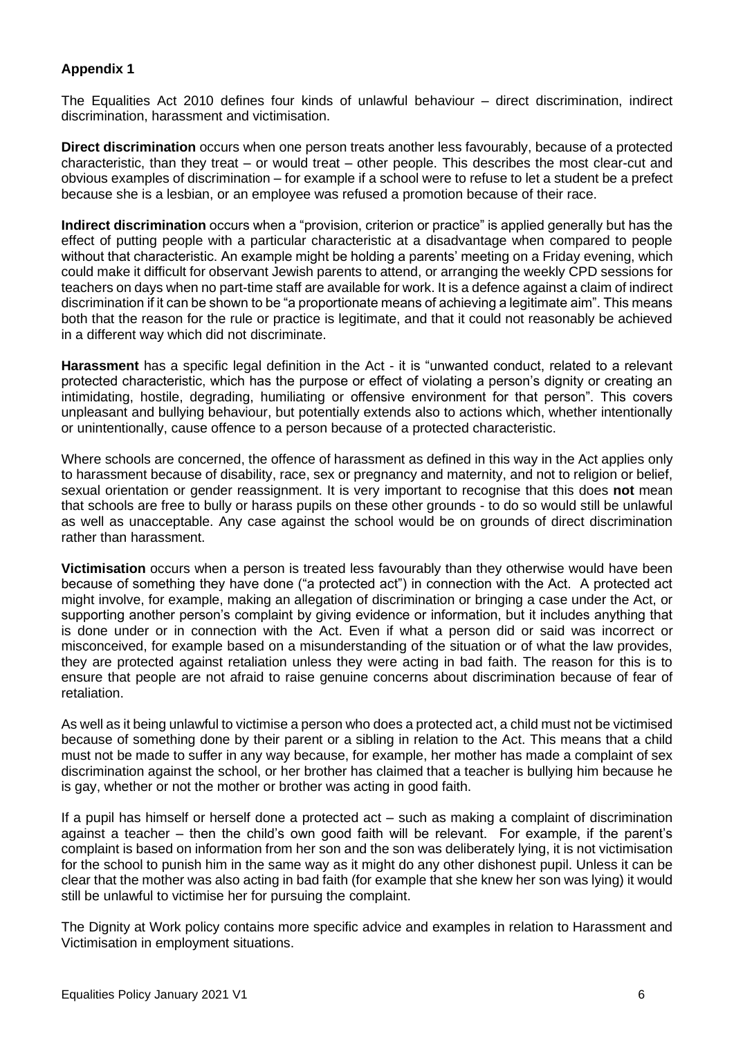**Appendix 1**

The Equalities Act 2010 defines four kinds of unlawful behaviour – direct discrimination, indirect discrimination, harassment and victimisation.

**Direct discrimination** occurs when one person treats another less favourably, because of a protected characteristic, than they treat – or would treat – other people. This describes the most clear-cut and obvious examples of discrimination – for example if a school were to refuse to let a student be a prefect because she is a lesbian, or an employee was refused a promotion because of their race.

**Indirect discrimination** occurs when a "provision, criterion or practice" is applied generally but has the effect of putting people with a particular characteristic at a disadvantage when compared to people without that characteristic. An example might be holding a parents' meeting on a Friday evening, which could make it difficult for observant Jewish parents to attend, or arranging the weekly CPD sessions for teachers on days when no part-time staff are available for work. It is a defence against a claim of indirect discrimination if it can be shown to be "a proportionate means of achieving a legitimate aim". This means both that the reason for the rule or practice is legitimate, and that it could not reasonably be achieved in a different way which did not discriminate.

**Harassment** has a specific legal definition in the Act - it is "unwanted conduct, related to a relevant protected characteristic, which has the purpose or effect of violating a person's dignity or creating an intimidating, hostile, degrading, humiliating or offensive environment for that person". This covers unpleasant and bullying behaviour, but potentially extends also to actions which, whether intentionally or unintentionally, cause offence to a person because of a protected characteristic.

Where schools are concerned, the offence of harassment as defined in this way in the Act applies only to harassment because of disability, race, sex or pregnancy and maternity, and not to religion or belief, sexual orientation or gender reassignment. It is very important to recognise that this does **not** mean that schools are free to bully or harass pupils on these other grounds - to do so would still be unlawful as well as unacceptable. Any case against the school would be on grounds of direct discrimination rather than harassment.

**Victimisation** occurs when a person is treated less favourably than they otherwise would have been because of something they have done ("a protected act") in connection with the Act. A protected act might involve, for example, making an allegation of discrimination or bringing a case under the Act, or supporting another person's complaint by giving evidence or information, but it includes anything that is done under or in connection with the Act. Even if what a person did or said was incorrect or misconceived, for example based on a misunderstanding of the situation or of what the law provides, they are protected against retaliation unless they were acting in bad faith. The reason for this is to ensure that people are not afraid to raise genuine concerns about discrimination because of fear of retaliation.

As well as it being unlawful to victimise a person who does a protected act, a child must not be victimised because of something done by their parent or a sibling in relation to the Act. This means that a child must not be made to suffer in any way because, for example, her mother has made a complaint of sex discrimination against the school, or her brother has claimed that a teacher is bullying him because he is gay, whether or not the mother or brother was acting in good faith.

If a pupil has himself or herself done a protected act – such as making a complaint of discrimination against a teacher – then the child's own good faith will be relevant. For example, if the parent's complaint is based on information from her son and the son was deliberately lying, it is not victimisation for the school to punish him in the same way as it might do any other dishonest pupil. Unless it can be clear that the mother was also acting in bad faith (for example that she knew her son was lying) it would still be unlawful to victimise her for pursuing the complaint.

The Dignity at Work policy contains more specific advice and examples in relation to Harassment and Victimisation in employment situations.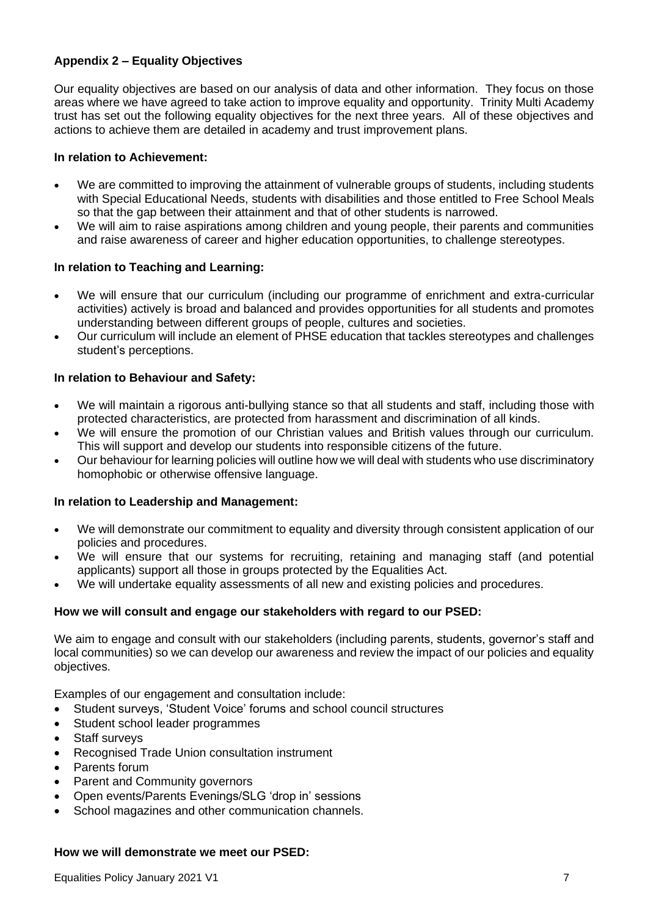## Appendix 2 – Equality Objectives

Our equality objectives are based on our analysis of data and other information. They focus on those areas where we have agreed to take action to improve equality and opportunity. Trinity Multi Academy trust has set out the following equality objectives for the next three years. All of these objectives and actions to achieve them are detailed in academy and trust improvement plans.

**In relation to Achievement:**

- We are committed to improving the attainment of vulnerable groups of students, including students with Special Educational Needs, students with disabilities and those entitled to Free School Meals so that the gap between their attainment and that of other students is narrowed.
- We will aim to raise aspirations among children and young people, their parents and communities and raise awareness of career and higher education opportunities, to challenge stereotypes.

**In relation to Teaching and Learning:**

- We will ensure that our curriculum (including our programme of enrichment and extra-curricular activities) actively is broad and balanced and provides opportunities for all students and promotes understanding between different groups of people, cultures and societies.
- Our curriculum will include an element of PHSE education that tackles stereotypes and challenges student's perceptions.

**In relation to Behaviour and Safety:**

- We will maintain a rigorous anti-bullying stance so that all students and staff, including those with protected characteristics, are protected from harassment and discrimination of all kinds.
- We will ensure the promotion of our Christian values and British values through our curriculum. This will support and develop our students into responsible citizens of the future.
- Our behaviour for learning policies will outline how we will deal with students who use discriminatory homophobic or otherwise offensive language.

**In relation to Leadership and Management:**

- We will demonstrate our commitment to equality and diversity through consistent application of our policies and procedures.
- We will ensure that our systems for recruiting, retaining and managing staff (and potential applicants) support all those in groups protected by the Equalities Act.
- We will undertake equality assessments of all new and existing policies and procedures.

**How we will consult and engage our stakeholders with regard to our PSED:**

We aim to engage and consult with our stakeholders (including parents, students, governor's staff and local communities) so we can develop our awareness and review the impact of our policies and equality objectives.

Examples of our engagement and consultation include:

- Student surveys, 'Student Voice' forums and school council structures
- Student school leader programmes
- Staff surveys
- Recognised Trade Union consultation instrument
- Parents forum
- Parent and Community governors
- Open events/Parents Evenings/SLG 'drop in' sessions
- School magazines and other communication channels.

**How we will demonstrate we meet our PSED:**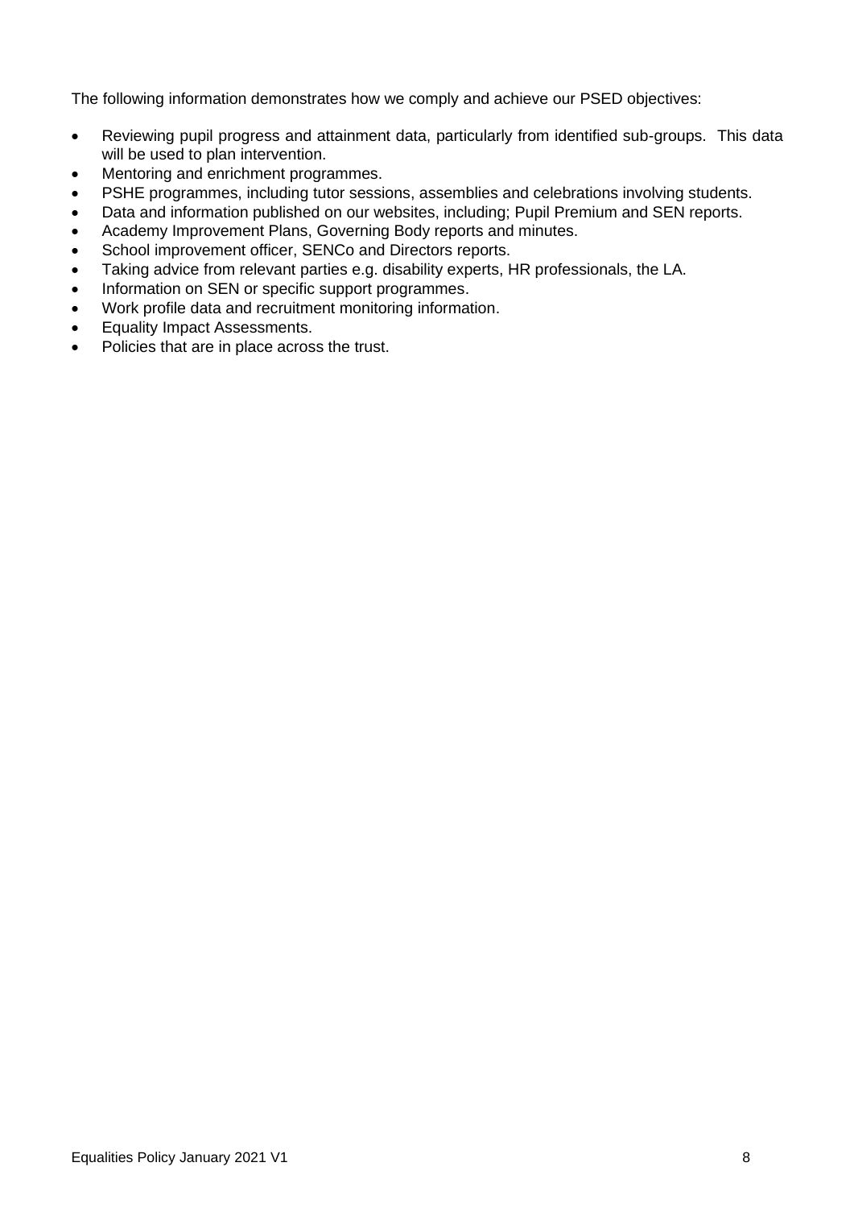The following information demonstrates how we comply and achieve our PSED objectives:

- Reviewing pupil progress and attainment data, particularly from identified sub-groups. This data will be used to plan intervention.
- Mentoring and enrichment programmes.
- PSHE programmes, including tutor sessions, assemblies and celebrations involving students.
- Data and information published on our websites, including; Pupil Premium and SEN reports.
- Academy Improvement Plans, Governing Body reports and minutes.
- School improvement officer, SENCo and Directors reports.
- Taking advice from relevant parties e.g. disability experts, HR professionals, the LA.
- Information on SEN or specific support programmes.
- Work profile data and recruitment monitoring information.
- Equality Impact Assessments.
- Policies that are in place across the trust.